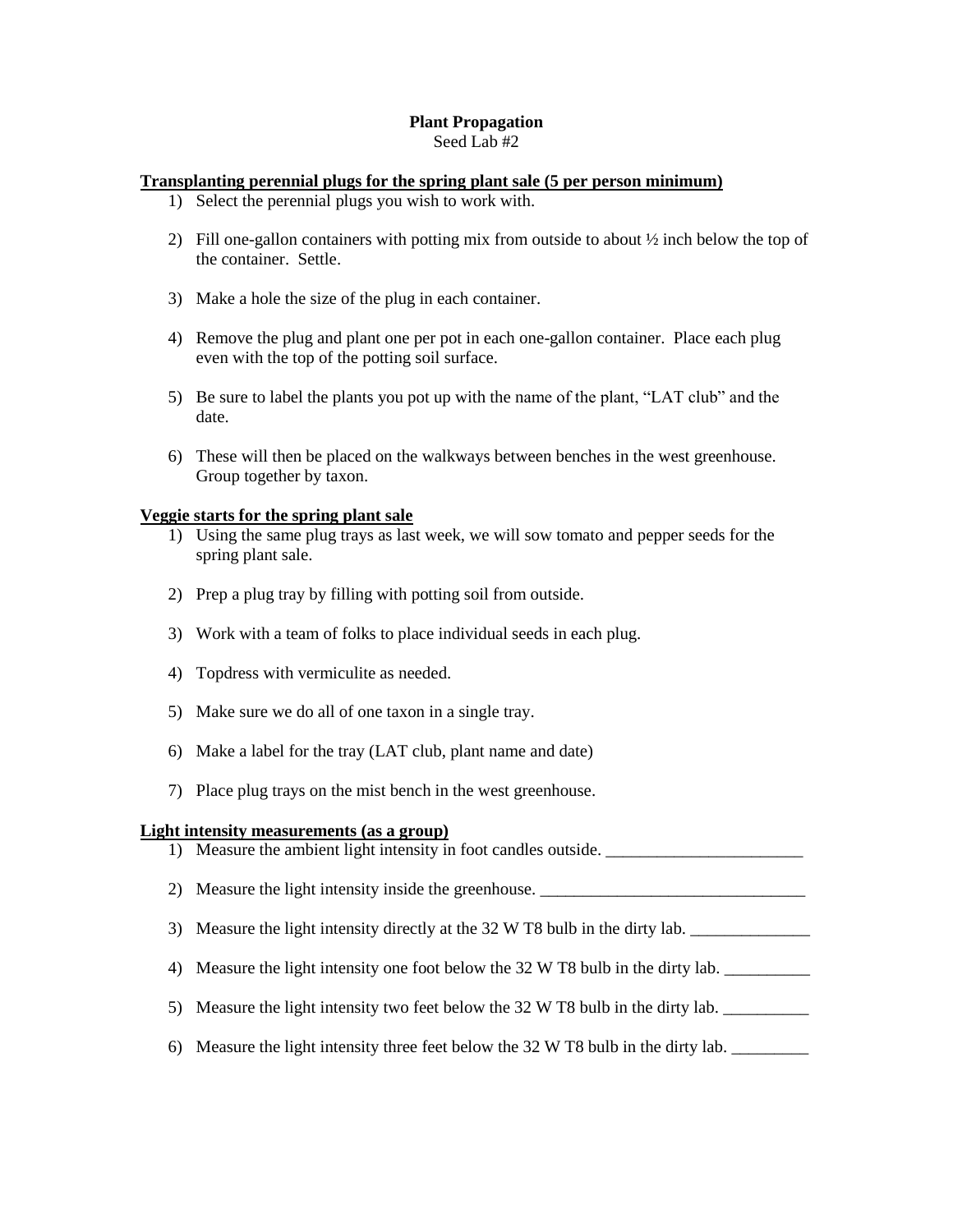# Plant Propagation

Seed Lab #2

**Transplanting perennial plugs for the spring plant sale (5 per person minimum)**

1) Select the perennial plugs you wish to work with.
2) Fill one-gallon containers with potting mix from outside to about ½ inch below the top of the container. Settle.
3) Make a hole the size of the plug in each container.
4) Remove the plug and plant one per pot in each one-gallon container. Place each plug even with the top of the potting soil surface.
5) Be sure to label the plants you pot up with the name of the plant, "LAT club" and the date.
6) These will then be placed on the walkways between benches in the west greenhouse. Group together by taxon.

**Veggie starts for the spring plant sale**

1) Using the same plug trays as last week, we will sow tomato and pepper seeds for the spring plant sale.
2) Prep a plug tray by filling with potting soil from outside.
3) Work with a team of folks to place individual seeds in each plug.
4) Topdress with vermiculite as needed.
5) Make sure we do all of one taxon in a single tray.
6) Make a label for the tray (LAT club, plant name and date)
7) Place plug trays on the mist bench in the west greenhouse.

**Light intensity measurements (as a group)**

1) Measure the ambient light intensity in foot candles outside. _______________________
2) Measure the light intensity inside the greenhouse. _______________________________
3) Measure the light intensity directly at the 32 W T8 bulb in the dirty lab. ______________
4) Measure the light intensity one foot below the 32 W T8 bulb in the dirty lab. __________
5) Measure the light intensity two feet below the 32 W T8 bulb in the dirty lab. __________
6) Measure the light intensity three feet below the 32 W T8 bulb in the dirty lab. _________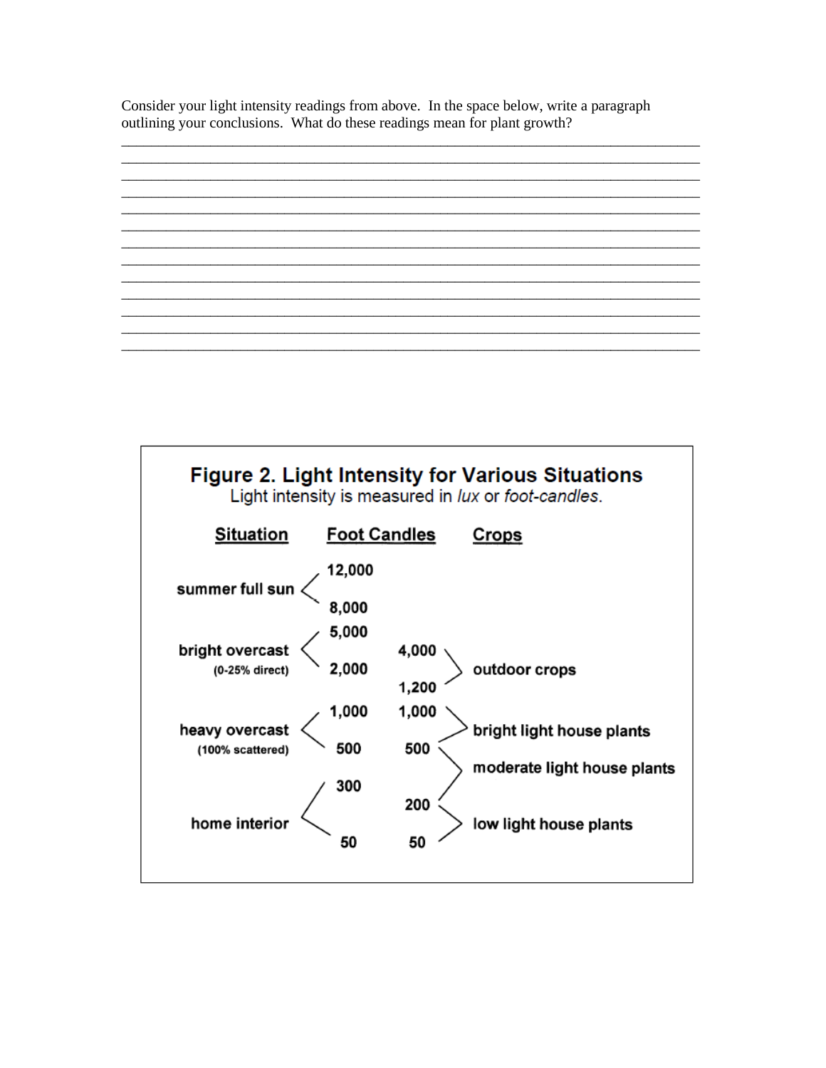Consider your light intensity readings from above. In the space below, write a paragraph outlining your conclusions. What do these readings mean for plant growth?

**Figure 2. Light Intensity for Various Situations**

Light intensity is measured in *lux* or *foot-candles*.

Situation

Foot Candles

Crops

summer full sun

12,000

8,000

bright overcast

(0-25% direct)

5,000

2,000

4,000

1,200

outdoor crops

heavy overcast

(100% scattered)

1,000

500

1,000

500

bright light house plants

moderate light house plants

home interior

300

50

200

50

low light house plants